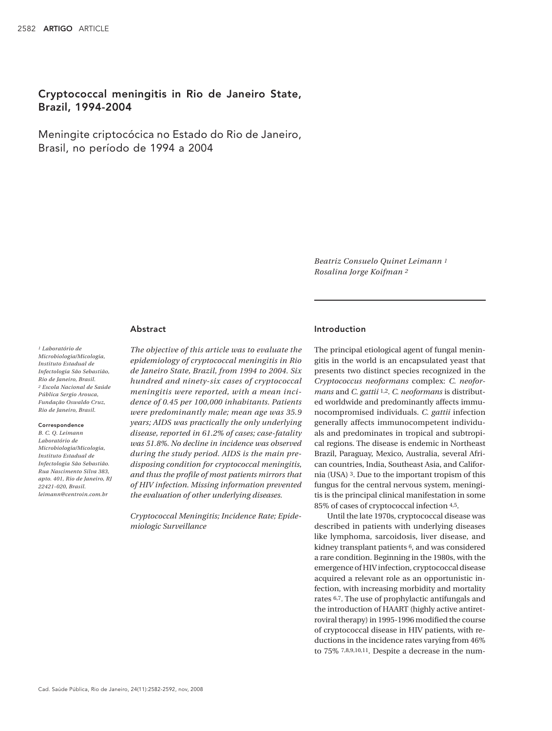# Cryptococcal meningitis in Rio de Janeiro State, Brazil, 1994-2004

## Meningite criptocócica no Estado do Rio de Janeiro, Brasil, no período de 1994 a 2004

*Beatriz Consuelo Quinet Leimann* [1]
*Rosalina Jorge Koifman* [2]

[1] *Laboratório de Microbiologia/Micologia, Instituto Estadual de Infectologia São Sebastião, Rio de Janeiro, Brasil.*
[2] *Escola Nacional de Saúde Pública Sergio Arouca, Fundação Oswaldo Cruz, Rio de Janeiro, Brasil.*

**Correspondence**
*B. C. Q. Leimann*
*Laboratório de Microbiologia/Micologia, Instituto Estadual de Infectologia São Sebastião.*
*Rua Nascimento Silva 383, apto. 401, Rio de Janeiro, RJ 22421-020, Brasil.*
*leimann@centroin.com.br*

### Abstract

*The objective of this article was to evaluate the epidemiology of cryptococcal meningitis in Rio de Janeiro State, Brazil, from 1994 to 2004. Six hundred and ninety-six cases of cryptococcal meningitis were reported, with a mean incidence of 0.45 per 100,000 inhabitants. Patients were predominantly male; mean age was 35.9 years; AIDS was practically the only underlying disease, reported in 61.2% of cases; case-fatality was 51.8%. No decline in incidence was observed during the study period. AIDS is the main predisposing condition for cryptococcal meningitis, and thus the profile of most patients mirrors that of HIV infection. Missing information prevented the evaluation of other underlying diseases.*

*Cryptococcal Meningitis; Incidence Rate; Epidemiologic Surveillance*

### Introduction

The principal etiological agent of fungal meningitis in the world is an encapsulated yeast that presents two distinct species recognized in the *Cryptococcus neoformans* complex: *C. neoformans* and *C. gattii* [1,2]. *C. neoformans* is distributed worldwide and predominantly affects immunocompromised individuals. *C. gattii* infection generally affects immunocompetent individuals and predominates in tropical and subtropical regions. The disease is endemic in Northeast Brazil, Paraguay, Mexico, Australia, several African countries, India, Southeast Asia, and California (USA) [3]. Due to the important tropism of this fungus for the central nervous system, meningitis is the principal clinical manifestation in some 85% of cases of cryptococcal infection [4,5].

Until the late 1970s, cryptococcal disease was described in patients with underlying diseases like lymphoma, sarcoidosis, liver disease, and kidney transplant patients [6], and was considered a rare condition. Beginning in the 1980s, with the emergence of HIV infection, cryptococcal disease acquired a relevant role as an opportunistic infection, with increasing morbidity and mortality rates [6,7]. The use of prophylactic antifungals and the introduction of HAART (highly active antiretroviral therapy) in 1995-1996 modified the course of cryptococcal disease in HIV patients, with reductions in the incidence rates varying from 46% to 75% [7,8,9,10,11]. Despite a decrease in the num-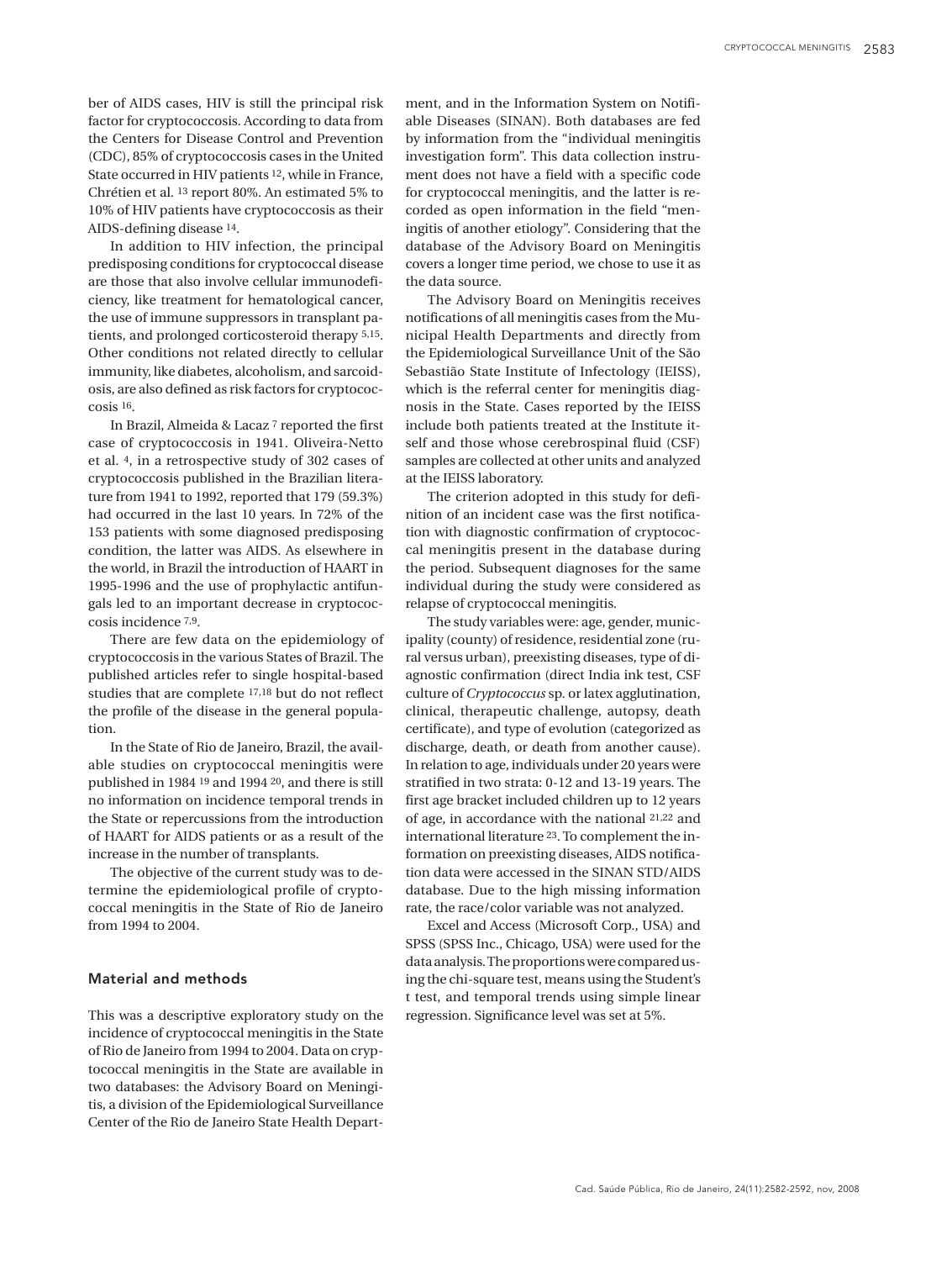ber of AIDS cases, HIV is still the principal risk factor for cryptococcosis. According to data from the Centers for Disease Control and Prevention (CDC), 85% of cryptococcosis cases in the United State occurred in HIV patients [12], while in France, Chrétien et al. [13] report 80%. An estimated 5% to 10% of HIV patients have cryptococcosis as their AIDS-defining disease [14].

In addition to HIV infection, the principal predisposing conditions for cryptococcal disease are those that also involve cellular immunodeficiency, like treatment for hematological cancer, the use of immune suppressors in transplant patients, and prolonged corticosteroid therapy [5,15]. Other conditions not related directly to cellular immunity, like diabetes, alcoholism, and sarcoidosis, are also defined as risk factors for cryptococcosis [16].

In Brazil, Almeida & Lacaz [7] reported the first case of cryptococcosis in 1941. Oliveira-Netto et al. [4], in a retrospective study of 302 cases of cryptococcosis published in the Brazilian literature from 1941 to 1992, reported that 179 (59.3%) had occurred in the last 10 years. In 72% of the 153 patients with some diagnosed predisposing condition, the latter was AIDS. As elsewhere in the world, in Brazil the introduction of HAART in 1995-1996 and the use of prophylactic antifungals led to an important decrease in cryptococcosis incidence [7,9].

There are few data on the epidemiology of cryptococcosis in the various States of Brazil. The published articles refer to single hospital-based studies that are complete [17,18] but do not reflect the profile of the disease in the general population.

In the State of Rio de Janeiro, Brazil, the available studies on cryptococcal meningitis were published in 1984 [19] and 1994 [20], and there is still no information on incidence temporal trends in the State or repercussions from the introduction of HAART for AIDS patients or as a result of the increase in the number of transplants.

The objective of the current study was to determine the epidemiological profile of cryptococcal meningitis in the State of Rio de Janeiro from 1994 to 2004.

## Material and methods

This was a descriptive exploratory study on the incidence of cryptococcal meningitis in the State of Rio de Janeiro from 1994 to 2004. Data on cryptococcal meningitis in the State are available in two databases: the Advisory Board on Meningitis, a division of the Epidemiological Surveillance Center of the Rio de Janeiro State Health Department, and in the Information System on Notifiable Diseases (SINAN). Both databases are fed by information from the "individual meningitis investigation form". This data collection instrument does not have a field with a specific code for cryptococcal meningitis, and the latter is recorded as open information in the field "meningitis of another etiology". Considering that the database of the Advisory Board on Meningitis covers a longer time period, we chose to use it as the data source.

The Advisory Board on Meningitis receives notifications of all meningitis cases from the Municipal Health Departments and directly from the Epidemiological Surveillance Unit of the São Sebastião State Institute of Infectology (IEISS), which is the referral center for meningitis diagnosis in the State. Cases reported by the IEISS include both patients treated at the Institute itself and those whose cerebrospinal fluid (CSF) samples are collected at other units and analyzed at the IEISS laboratory.

The criterion adopted in this study for definition of an incident case was the first notification with diagnostic confirmation of cryptococcal meningitis present in the database during the period. Subsequent diagnoses for the same individual during the study were considered as relapse of cryptococcal meningitis.

The study variables were: age, gender, municipality (county) of residence, residential zone (rural versus urban), preexisting diseases, type of diagnostic confirmation (direct India ink test, CSF culture of *Cryptococcus* sp. or latex agglutination, clinical, therapeutic challenge, autopsy, death certificate), and type of evolution (categorized as discharge, death, or death from another cause). In relation to age, individuals under 20 years were stratified in two strata: 0-12 and 13-19 years. The first age bracket included children up to 12 years of age, in accordance with the national [21,22] and international literature [23]. To complement the information on preexisting diseases, AIDS notification data were accessed in the SINAN STD/AIDS database. Due to the high missing information rate, the race/color variable was not analyzed.

Excel and Access (Microsoft Corp., USA) and SPSS (SPSS Inc., Chicago, USA) were used for the data analysis. The proportions were compared using the chi-square test, means using the Student's t test, and temporal trends using simple linear regression. Significance level was set at 5%.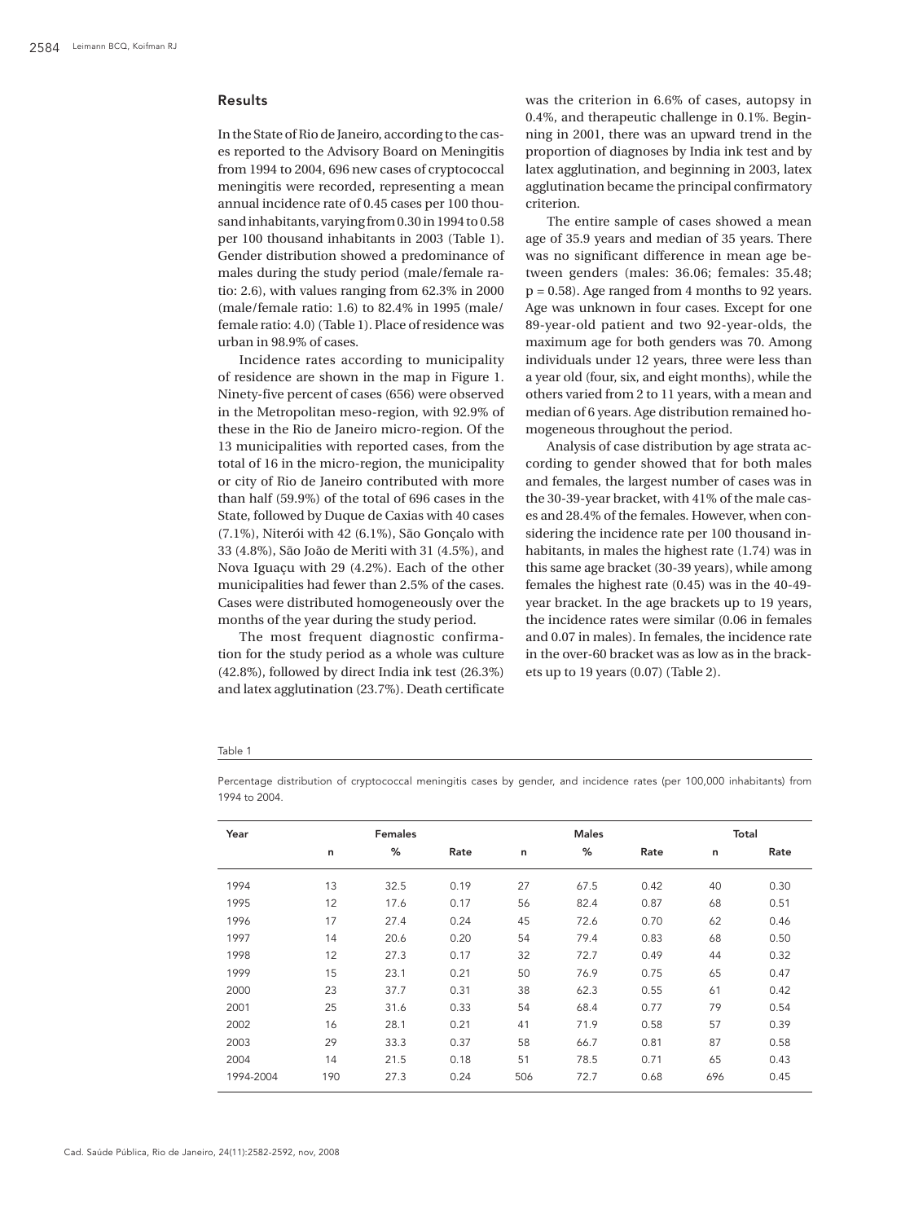## Results

In the State of Rio de Janeiro, according to the cases reported to the Advisory Board on Meningitis from 1994 to 2004, 696 new cases of cryptococcal meningitis were recorded, representing a mean annual incidence rate of 0.45 cases per 100 thousand inhabitants, varying from 0.30 in 1994 to 0.58 per 100 thousand inhabitants in 2003 (Table 1). Gender distribution showed a predominance of males during the study period (male/female ratio: 2.6), with values ranging from 62.3% in 2000 (male/female ratio: 1.6) to 82.4% in 1995 (male/female ratio: 4.0) (Table 1). Place of residence was urban in 98.9% of cases.

Incidence rates according to municipality of residence are shown in the map in Figure 1. Ninety-five percent of cases (656) were observed in the Metropolitan meso-region, with 92.9% of these in the Rio de Janeiro micro-region. Of the 13 municipalities with reported cases, from the total of 16 in the micro-region, the municipality or city of Rio de Janeiro contributed with more than half (59.9%) of the total of 696 cases in the State, followed by Duque de Caxias with 40 cases (7.1%), Niterói with 42 (6.1%), São Gonçalo with 33 (4.8%), São João de Meriti with 31 (4.5%), and Nova Iguaçu with 29 (4.2%). Each of the other municipalities had fewer than 2.5% of the cases. Cases were distributed homogeneously over the months of the year during the study period.

The most frequent diagnostic confirmation for the study period as a whole was culture (42.8%), followed by direct India ink test (26.3%) and latex agglutination (23.7%). Death certificate was the criterion in 6.6% of cases, autopsy in 0.4%, and therapeutic challenge in 0.1%. Beginning in 2001, there was an upward trend in the proportion of diagnoses by India ink test and by latex agglutination, and beginning in 2003, latex agglutination became the principal confirmatory criterion.

The entire sample of cases showed a mean age of 35.9 years and median of 35 years. There was no significant difference in mean age between genders (males: 36.06; females: 35.48; $p = 0.58$). Age ranged from 4 months to 92 years. Age was unknown in four cases. Except for one 89-year-old patient and two 92-year-olds, the maximum age for both genders was 70. Among individuals under 12 years, three were less than a year old (four, six, and eight months), while the others varied from 2 to 11 years, with a mean and median of 6 years. Age distribution remained homogeneous throughout the period.

Analysis of case distribution by age strata according to gender showed that for both males and females, the largest number of cases was in the 30-39-year bracket, with 41% of the male cases and 28.4% of the females. However, when considering the incidence rate per 100 thousand inhabitants, in males the highest rate (1.74) was in this same age bracket (30-39 years), while among females the highest rate (0.45) was in the 40-49-year bracket. In the age brackets up to 19 years, the incidence rates were similar (0.06 in females and 0.07 in males). In females, the incidence rate in the over-60 bracket was as low as in the brackets up to 19 years (0.07) (Table 2).

Table 1

Percentage distribution of cryptococcal meningitis cases by gender, and incidence rates (per 100,000 inhabitants) from 1994 to 2004.

| Year | Females | | | Males | | | Total | |
|---|---|---|---|---|---|---|---|---|
| | n | % | Rate | n | % | Rate | n | Rate |
| 1994 | 13 | 32.5 | 0.19 | 27 | 67.5 | 0.42 | 40 | 0.30 |
| 1995 | 12 | 17.6 | 0.17 | 56 | 82.4 | 0.87 | 68 | 0.51 |
| 1996 | 17 | 27.4 | 0.24 | 45 | 72.6 | 0.70 | 62 | 0.46 |
| 1997 | 14 | 20.6 | 0.20 | 54 | 79.4 | 0.83 | 68 | 0.50 |
| 1998 | 12 | 27.3 | 0.17 | 32 | 72.7 | 0.49 | 44 | 0.32 |
| 1999 | 15 | 23.1 | 0.21 | 50 | 76.9 | 0.75 | 65 | 0.47 |
| 2000 | 23 | 37.7 | 0.31 | 38 | 62.3 | 0.55 | 61 | 0.42 |
| 2001 | 25 | 31.6 | 0.33 | 54 | 68.4 | 0.77 | 79 | 0.54 |
| 2002 | 16 | 28.1 | 0.21 | 41 | 71.9 | 0.58 | 57 | 0.39 |
| 2003 | 29 | 33.3 | 0.37 | 58 | 66.7 | 0.81 | 87 | 0.58 |
| 2004 | 14 | 21.5 | 0.18 | 51 | 78.5 | 0.71 | 65 | 0.43 |
| 1994-2004 | 190 | 27.3 | 0.24 | 506 | 72.7 | 0.68 | 696 | 0.45 |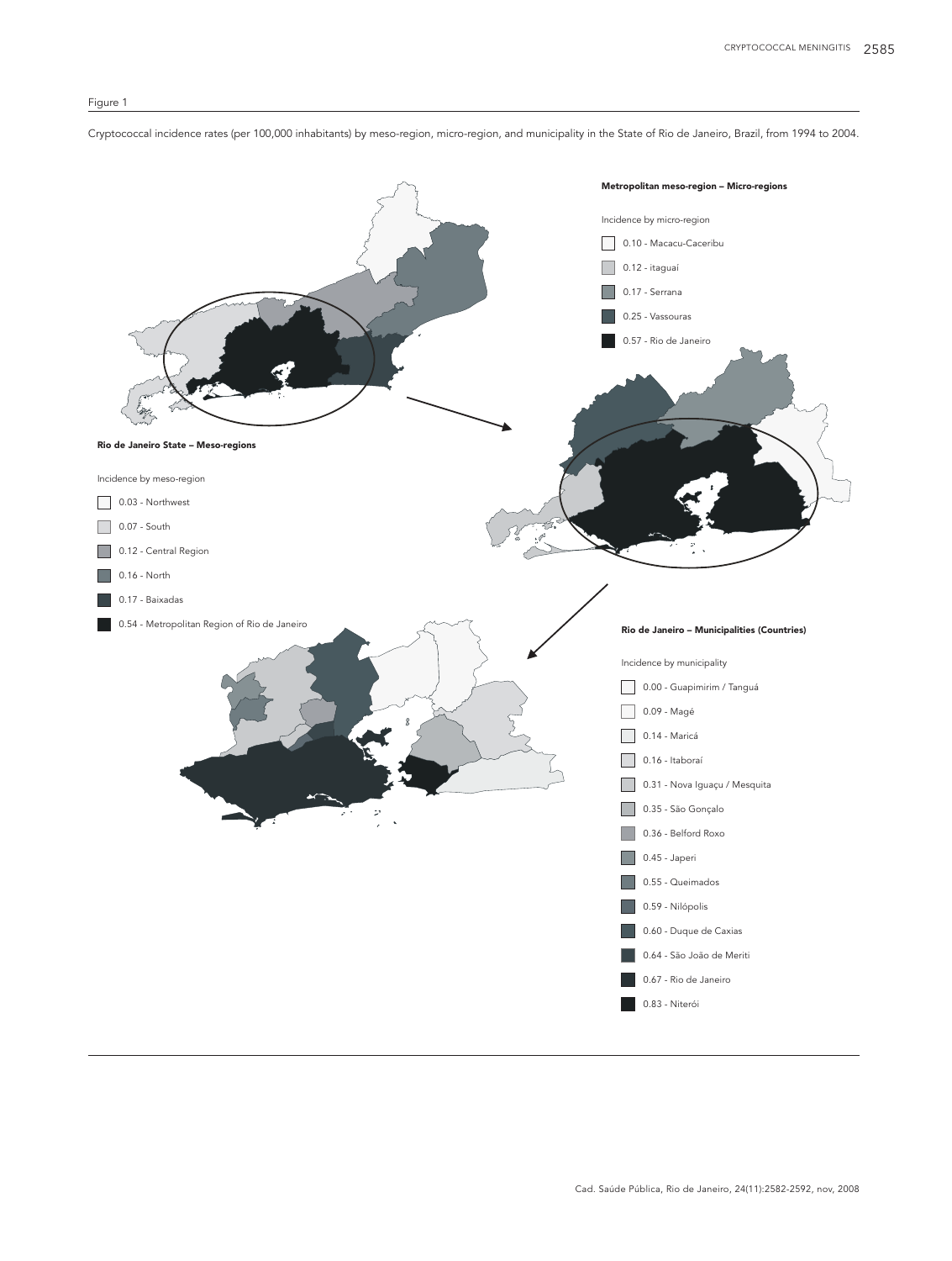Figure 1

Cryptococcal incidence rates (per 100,000 inhabitants) by meso-region, micro-region, and municipality in the State of Rio de Janeiro, Brazil, from 1994 to 2004.

**Rio de Janeiro State – Meso-regions**

Incidence by meso-region

- 0.03 - Northwest
- 0.07 - South
- 0.12 - Central Region
- 0.16 - North
- 0.17 - Baixadas
- 0.54 - Metropolitan Region of Rio de Janeiro

**Metropolitan meso-region – Micro-regions**

Incidence by micro-region

- 0.10 - Macacu-Caceribu
- 0.12 - itaguaí
- 0.17 - Serrana
- 0.25 - Vassouras
- 0.57 - Rio de Janeiro

**Rio de Janeiro – Municipalities (Countries)**

Incidence by municipality

- 0.00 - Guapimirim / Tanguá
- 0.09 - Magé
- 0.14 - Maricá
- 0.16 - Itaboraí
- 0.31 - Nova Iguaçu / Mesquita
- 0.35 - São Gonçalo
- 0.36 - Belford Roxo
- 0.45 - Japeri
- 0.55 - Queimados
- 0.59 - Nilópolis
- 0.60 - Duque de Caxias
- 0.64 - São João de Meriti
- 0.67 - Rio de Janeiro
- 0.83 - Niterói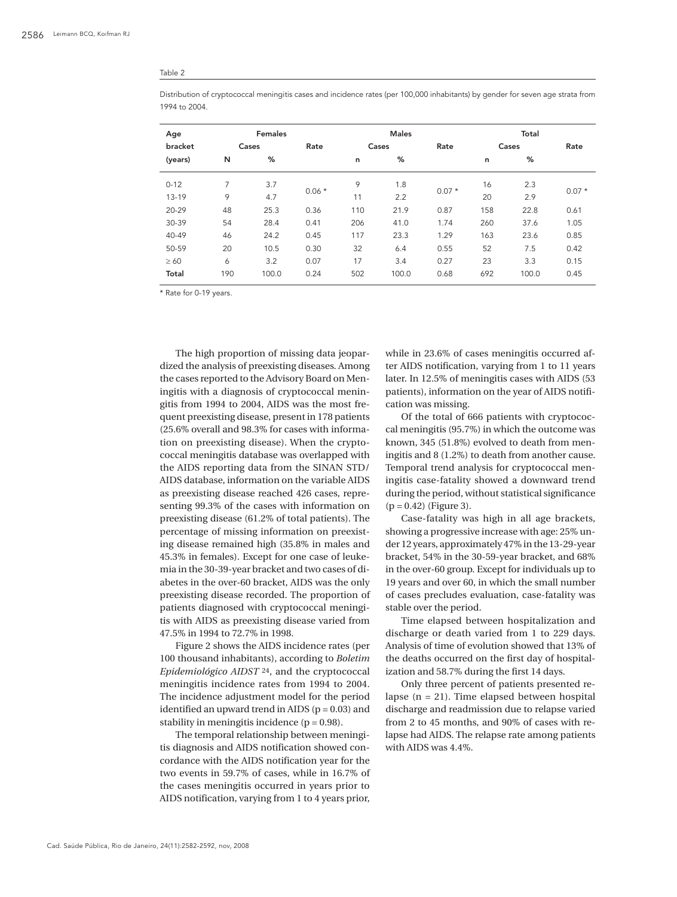Table 2

Distribution of cryptococcal meningitis cases and incidence rates (per 100,000 inhabitants) by gender for seven age strata from 1994 to 2004.

| Age bracket (years) | Females | | | Males | | | Total | | |
|---|---|---|---|---|---|---|---|---|---|
| | Cases | | Rate | Cases | | Rate | Cases | | Rate |
| | N | % | | n | % | | n | % | |
| 0-12 | 7 | 3.7 | 0.06 * | 9 | 1.8 | 0.07 * | 16 | 2.3 | 0.07 * |
| 13-19 | 9 | 4.7 | | 11 | 2.2 | | 20 | 2.9 | |
| 20-29 | 48 | 25.3 | 0.36 | 110 | 21.9 | 0.87 | 158 | 22.8 | 0.61 |
| 30-39 | 54 | 28.4 | 0.41 | 206 | 41.0 | 1.74 | 260 | 37.6 | 1.05 |
| 40-49 | 46 | 24.2 | 0.45 | 117 | 23.3 | 1.29 | 163 | 23.6 | 0.85 |
| 50-59 | 20 | 10.5 | 0.30 | 32 | 6.4 | 0.55 | 52 | 7.5 | 0.42 |
| ≥ 60 | 6 | 3.2 | 0.07 | 17 | 3.4 | 0.27 | 23 | 3.3 | 0.15 |
| **Total** | 190 | 100.0 | 0.24 | 502 | 100.0 | 0.68 | 692 | 100.0 | 0.45 |

\* Rate for 0-19 years.

The high proportion of missing data jeopardized the analysis of preexisting diseases. Among the cases reported to the Advisory Board on Meningitis with a diagnosis of cryptococcal meningitis from 1994 to 2004, AIDS was the most frequent preexisting disease, present in 178 patients (25.6% overall and 98.3% for cases with information on preexisting disease). When the cryptococcal meningitis database was overlapped with the AIDS reporting data from the SINAN STD/AIDS database, information on the variable AIDS as preexisting disease reached 426 cases, representing 99.3% of the cases with information on preexisting disease (61.2% of total patients). The percentage of missing information on preexisting disease remained high (35.8% in males and 45.3% in females). Except for one case of leukemia in the 30-39-year bracket and two cases of diabetes in the over-60 bracket, AIDS was the only preexisting disease recorded. The proportion of patients diagnosed with cryptococcal meningitis with AIDS as preexisting disease varied from 47.5% in 1994 to 72.7% in 1998.

Figure 2 shows the AIDS incidence rates (per 100 thousand inhabitants), according to *Boletim Epidemiológico AIDST* [24], and the cryptococcal meningitis incidence rates from 1994 to 2004. The incidence adjustment model for the period identified an upward trend in AIDS (p = 0.03) and stability in meningitis incidence (p = 0.98).

The temporal relationship between meningitis diagnosis and AIDS notification showed concordance with the AIDS notification year for the two events in 59.7% of cases, while in 16.7% of the cases meningitis occurred in years prior to AIDS notification, varying from 1 to 4 years prior, while in 23.6% of cases meningitis occurred after AIDS notification, varying from 1 to 11 years later. In 12.5% of meningitis cases with AIDS (53 patients), information on the year of AIDS notification was missing.

Of the total of 666 patients with cryptococcal meningitis (95.7%) in which the outcome was known, 345 (51.8%) evolved to death from meningitis and 8 (1.2%) to death from another cause. Temporal trend analysis for cryptococcal meningitis case-fatality showed a downward trend during the period, without statistical significance (p = 0.42) (Figure 3).

Case-fatality was high in all age brackets, showing a progressive increase with age: 25% under 12 years, approximately 47% in the 13-29-year bracket, 54% in the 30-59-year bracket, and 68% in the over-60 group. Except for individuals up to 19 years and over 60, in which the small number of cases precludes evaluation, case-fatality was stable over the period.

Time elapsed between hospitalization and discharge or death varied from 1 to 229 days. Analysis of time of evolution showed that 13% of the deaths occurred on the first day of hospitalization and 58.7% during the first 14 days.

Only three percent of patients presented relapse (n = 21). Time elapsed between hospital discharge and readmission due to relapse varied from 2 to 45 months, and 90% of cases with relapse had AIDS. The relapse rate among patients with AIDS was 4.4%.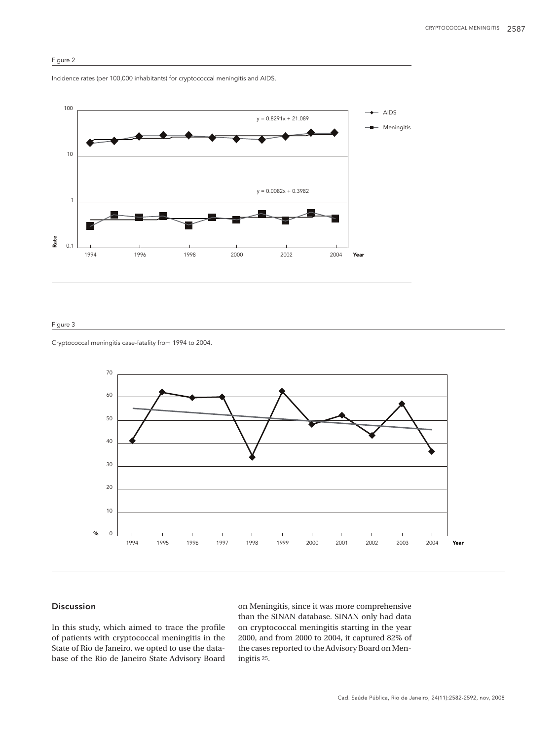Figure 2

Incidence rates (per 100,000 inhabitants) for cryptococcal meningitis and AIDS.

Figure 3

Cryptococcal meningitis case-fatality from 1994 to 2004.

## Discussion

In this study, which aimed to trace the profile of patients with cryptococcal meningitis in the State of Rio de Janeiro, we opted to use the database of the Rio de Janeiro State Advisory Board on Meningitis, since it was more comprehensive than the SINAN database. SINAN only had data on cryptococcal meningitis starting in the year 2000, and from 2000 to 2004, it captured 82% of the cases reported to the Advisory Board on Meningitis [25].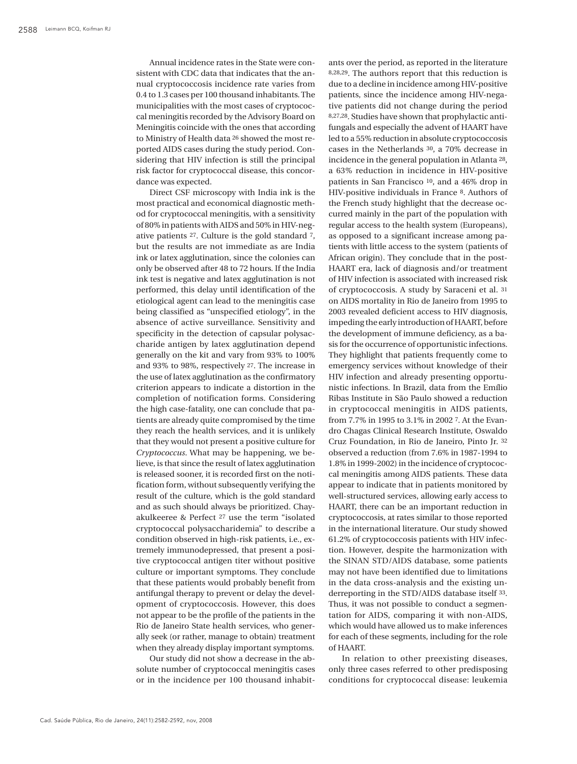Annual incidence rates in the State were consistent with CDC data that indicates that the annual cryptococcosis incidence rate varies from 0.4 to 1.3 cases per 100 thousand inhabitants. The municipalities with the most cases of cryptococcal meningitis recorded by the Advisory Board on Meningitis coincide with the ones that according to Ministry of Health data [26] showed the most reported AIDS cases during the study period. Considering that HIV infection is still the principal risk factor for cryptococcal disease, this concordance was expected.

Direct CSF microscopy with India ink is the most practical and economical diagnostic method for cryptococcal meningitis, with a sensitivity of 80% in patients with AIDS and 50% in HIV-negative patients [27]. Culture is the gold standard [7], but the results are not immediate as are India ink or latex agglutination, since the colonies can only be observed after 48 to 72 hours. If the India ink test is negative and latex agglutination is not performed, this delay until identification of the etiological agent can lead to the meningitis case being classified as "unspecified etiology", in the absence of active surveillance. Sensitivity and specificity in the detection of capsular polysaccharide antigen by latex agglutination depend generally on the kit and vary from 93% to 100% and 93% to 98%, respectively [27]. The increase in the use of latex agglutination as the confirmatory criterion appears to indicate a distortion in the completion of notification forms. Considering the high case-fatality, one can conclude that patients are already quite compromised by the time they reach the health services, and it is unlikely that they would not present a positive culture for *Cryptococcus*. What may be happening, we believe, is that since the result of latex agglutination is released sooner, it is recorded first on the notification form, without subsequently verifying the result of the culture, which is the gold standard and as such should always be prioritized. Chayakulkeeree & Perfect [27] use the term "isolated cryptococcal polysaccharidemia" to describe a condition observed in high-risk patients, i.e., extremely immunodepressed, that present a positive cryptococcal antigen titer without positive culture or important symptoms. They conclude that these patients would probably benefit from antifungal therapy to prevent or delay the development of cryptococcosis. However, this does not appear to be the profile of the patients in the Rio de Janeiro State health services, who generally seek (or rather, manage to obtain) treatment when they already display important symptoms.

Our study did not show a decrease in the absolute number of cryptococcal meningitis cases or in the incidence per 100 thousand inhabitants over the period, as reported in the literature [8,28,29]. The authors report that this reduction is due to a decline in incidence among HIV-positive patients, since the incidence among HIV-negative patients did not change during the period [8,27,28]. Studies have shown that prophylactic antifungals and especially the advent of HAART have led to a 55% reduction in absolute cryptococcosis cases in the Netherlands [30], a 70% decrease in incidence in the general population in Atlanta [28], a 63% reduction in incidence in HIV-positive patients in San Francisco [10], and a 46% drop in HIV-positive individuals in France [8]. Authors of the French study highlight that the decrease occurred mainly in the part of the population with regular access to the health system (Europeans), as opposed to a significant increase among patients with little access to the system (patients of African origin). They conclude that in the post-HAART era, lack of diagnosis and/or treatment of HIV infection is associated with increased risk of cryptococcosis. A study by Saraceni et al. [31] on AIDS mortality in Rio de Janeiro from 1995 to 2003 revealed deficient access to HIV diagnosis, impeding the early introduction of HAART, before the development of immune deficiency, as a basis for the occurrence of opportunistic infections. They highlight that patients frequently come to emergency services without knowledge of their HIV infection and already presenting opportunistic infections. In Brazil, data from the Emílio Ribas Institute in São Paulo showed a reduction in cryptococcal meningitis in AIDS patients, from 7.7% in 1995 to 3.1% in 2002 [7]. At the Evandro Chagas Clinical Research Institute, Oswaldo Cruz Foundation, in Rio de Janeiro, Pinto Jr. [32] observed a reduction (from 7.6% in 1987-1994 to 1.8% in 1999-2002) in the incidence of cryptococcal meningitis among AIDS patients. These data appear to indicate that in patients monitored by well-structured services, allowing early access to HAART, there can be an important reduction in cryptococcosis, at rates similar to those reported in the international literature. Our study showed 61.2% of cryptococcosis patients with HIV infection. However, despite the harmonization with the SINAN STD/AIDS database, some patients may not have been identified due to limitations in the data cross-analysis and the existing underreporting in the STD/AIDS database itself [33]. Thus, it was not possible to conduct a segmentation for AIDS, comparing it with non-AIDS, which would have allowed us to make inferences for each of these segments, including for the role of HAART.

In relation to other preexisting diseases, only three cases referred to other predisposing conditions for cryptococcal disease: leukemia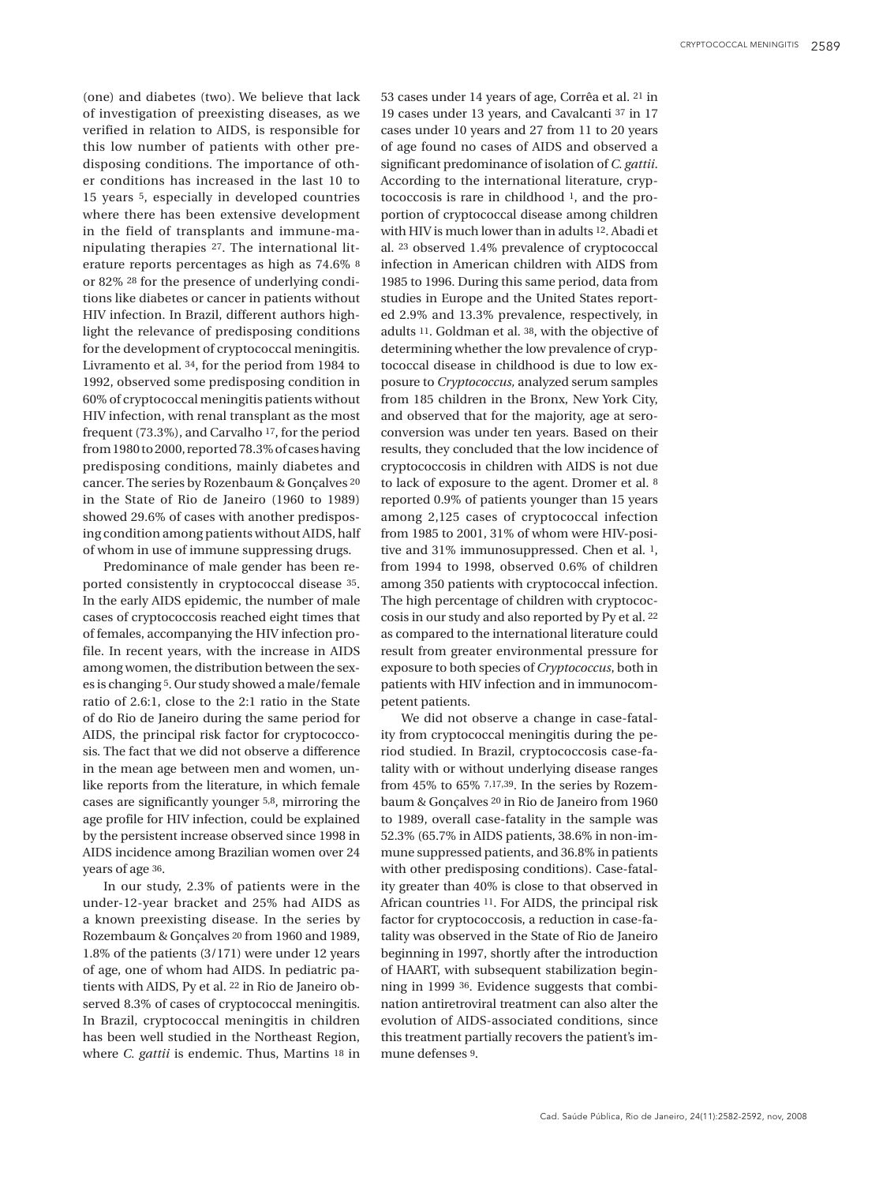(one) and diabetes (two). We believe that lack of investigation of preexisting diseases, as we verified in relation to AIDS, is responsible for this low number of patients with other predisposing conditions. The importance of other conditions has increased in the last 10 to 15 years [5], especially in developed countries where there has been extensive development in the field of transplants and immune-manipulating therapies [27]. The international literature reports percentages as high as 74.6% [8] or 82% [28] for the presence of underlying conditions like diabetes or cancer in patients without HIV infection. In Brazil, different authors highlight the relevance of predisposing conditions for the development of cryptococcal meningitis. Livramento et al. [34], for the period from 1984 to 1992, observed some predisposing condition in 60% of cryptococcal meningitis patients without HIV infection, with renal transplant as the most frequent (73.3%), and Carvalho [17], for the period from 1980 to 2000, reported 78.3% of cases having predisposing conditions, mainly diabetes and cancer. The series by Rozenbaum & Gonçalves [20] in the State of Rio de Janeiro (1960 to 1989) showed 29.6% of cases with another predisposing condition among patients without AIDS, half of whom in use of immune suppressing drugs.

Predominance of male gender has been reported consistently in cryptococcal disease [35]. In the early AIDS epidemic, the number of male cases of cryptococcosis reached eight times that of females, accompanying the HIV infection profile. In recent years, with the increase in AIDS among women, the distribution between the sexes is changing [5]. Our study showed a male/female ratio of 2.6:1, close to the 2:1 ratio in the State of do Rio de Janeiro during the same period for AIDS, the principal risk factor for cryptococcosis. The fact that we did not observe a difference in the mean age between men and women, unlike reports from the literature, in which female cases are significantly younger [5,8], mirroring the age profile for HIV infection, could be explained by the persistent increase observed since 1998 in AIDS incidence among Brazilian women over 24 years of age [36].

In our study, 2.3% of patients were in the under-12-year bracket and 25% had AIDS as a known preexisting disease. In the series by Rozembaum & Gonçalves [20] from 1960 and 1989, 1.8% of the patients (3/171) were under 12 years of age, one of whom had AIDS. In pediatric patients with AIDS, Py et al. [22] in Rio de Janeiro observed 8.3% of cases of cryptococcal meningitis. In Brazil, cryptococcal meningitis in children has been well studied in the Northeast Region, where *C. gattii* is endemic. Thus, Martins [18] in 53 cases under 14 years of age, Corrêa et al. [21] in 19 cases under 13 years, and Cavalcanti [37] in 17 cases under 10 years and 27 from 11 to 20 years of age found no cases of AIDS and observed a significant predominance of isolation of *C. gattii*. According to the international literature, cryptococcosis is rare in childhood [1], and the proportion of cryptococcal disease among children with HIV is much lower than in adults [12]. Abadi et al. [23] observed 1.4% prevalence of cryptococcal infection in American children with AIDS from 1985 to 1996. During this same period, data from studies in Europe and the United States reported 2.9% and 13.3% prevalence, respectively, in adults [11]. Goldman et al. [38], with the objective of determining whether the low prevalence of cryptococcal disease in childhood is due to low exposure to *Cryptococcus*, analyzed serum samples from 185 children in the Bronx, New York City, and observed that for the majority, age at seroconversion was under ten years. Based on their results, they concluded that the low incidence of cryptococcosis in children with AIDS is not due to lack of exposure to the agent. Dromer et al. [8] reported 0.9% of patients younger than 15 years among 2,125 cases of cryptococcal infection from 1985 to 2001, 31% of whom were HIV-positive and 31% immunosuppressed. Chen et al. [1], from 1994 to 1998, observed 0.6% of children among 350 patients with cryptococcal infection. The high percentage of children with cryptococcosis in our study and also reported by Py et al. [22] as compared to the international literature could result from greater environmental pressure for exposure to both species of *Cryptococcus*, both in patients with HIV infection and in immunocompetent patients.

We did not observe a change in case-fatality from cryptococcal meningitis during the period studied. In Brazil, cryptococcosis case-fatality with or without underlying disease ranges from 45% to 65% [7,17,39]. In the series by Rozembaum & Gonçalves [20] in Rio de Janeiro from 1960 to 1989, overall case-fatality in the sample was 52.3% (65.7% in AIDS patients, 38.6% in non-immune suppressed patients, and 36.8% in patients with other predisposing conditions). Case-fatality greater than 40% is close to that observed in African countries [11]. For AIDS, the principal risk factor for cryptococcosis, a reduction in case-fatality was observed in the State of Rio de Janeiro beginning in 1997, shortly after the introduction of HAART, with subsequent stabilization beginning in 1999 [36]. Evidence suggests that combination antiretroviral treatment can also alter the evolution of AIDS-associated conditions, since this treatment partially recovers the patient's immune defenses [9].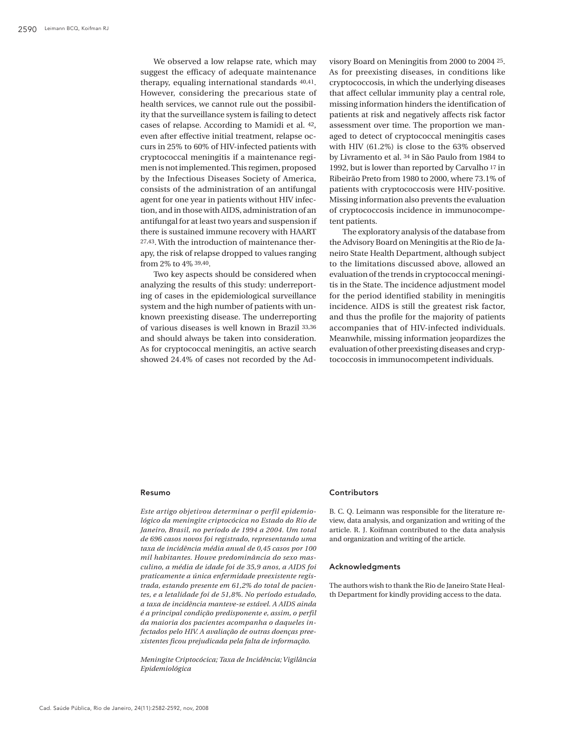We observed a low relapse rate, which may suggest the efficacy of adequate maintenance therapy, equaling international standards [40,41]. However, considering the precarious state of health services, we cannot rule out the possibility that the surveillance system is failing to detect cases of relapse. According to Mamidi et al. [42], even after effective initial treatment, relapse occurs in 25% to 60% of HIV-infected patients with cryptococcal meningitis if a maintenance regimen is not implemented. This regimen, proposed by the Infectious Diseases Society of America, consists of the administration of an antifungal agent for one year in patients without HIV infection, and in those with AIDS, administration of an antifungal for at least two years and suspension if there is sustained immune recovery with HAART [27,43]. With the introduction of maintenance therapy, the risk of relapse dropped to values ranging from 2% to 4% [39,40].

Two key aspects should be considered when analyzing the results of this study: underreporting of cases in the epidemiological surveillance system and the high number of patients with unknown preexisting disease. The underreporting of various diseases is well known in Brazil [33,36] and should always be taken into consideration. As for cryptococcal meningitis, an active search showed 24.4% of cases not recorded by the Advisory Board on Meningitis from 2000 to 2004 [25]. As for preexisting diseases, in conditions like cryptococcosis, in which the underlying diseases that affect cellular immunity play a central role, missing information hinders the identification of patients at risk and negatively affects risk factor assessment over time. The proportion we managed to detect of cryptococcal meningitis cases with HIV (61.2%) is close to the 63% observed by Livramento et al. [34] in São Paulo from 1984 to 1992, but is lower than reported by Carvalho [17] in Ribeirão Preto from 1980 to 2000, where 73.1% of patients with cryptococcosis were HIV-positive. Missing information also prevents the evaluation of cryptococcosis incidence in immunocompetent patients.

The exploratory analysis of the database from the Advisory Board on Meningitis at the Rio de Janeiro State Health Department, although subject to the limitations discussed above, allowed an evaluation of the trends in cryptococcal meningitis in the State. The incidence adjustment model for the period identified stability in meningitis incidence. AIDS is still the greatest risk factor, and thus the profile for the majority of patients accompanies that of HIV-infected individuals. Meanwhile, missing information jeopardizes the evaluation of other preexisting diseases and cryptococcosis in immunocompetent individuals.

## Resumo

*Este artigo objetivou determinar o perfil epidemiológico da meningite criptocócica no Estado do Rio de Janeiro, Brasil, no período de 1994 a 2004. Um total de 696 casos novos foi registrado, representando uma taxa de incidência média anual de 0,45 casos por 100 mil habitantes. Houve predominância do sexo masculino, a média de idade foi de 35,9 anos, a AIDS foi praticamente a única enfermidade preexistente registrada, estando presente em 61,2% do total de pacientes, e a letalidade foi de 51,8%. No período estudado, a taxa de incidência manteve-se estável. A AIDS ainda é a principal condição predisponente e, assim, o perfil da maioria dos pacientes acompanha o daqueles infectados pelo HIV. A avaliação de outras doenças preexistentes ficou prejudicada pela falta de informação.*

*Meningite Criptocócica; Taxa de Incidência; Vigilância Epidemiológica*

## Contributors

B. C. Q. Leimann was responsible for the literature review, data analysis, and organization and writing of the article. R. J. Koifman contributed to the data analysis and organization and writing of the article.

## Acknowledgments

The authors wish to thank the Rio de Janeiro State Health Department for kindly providing access to the data.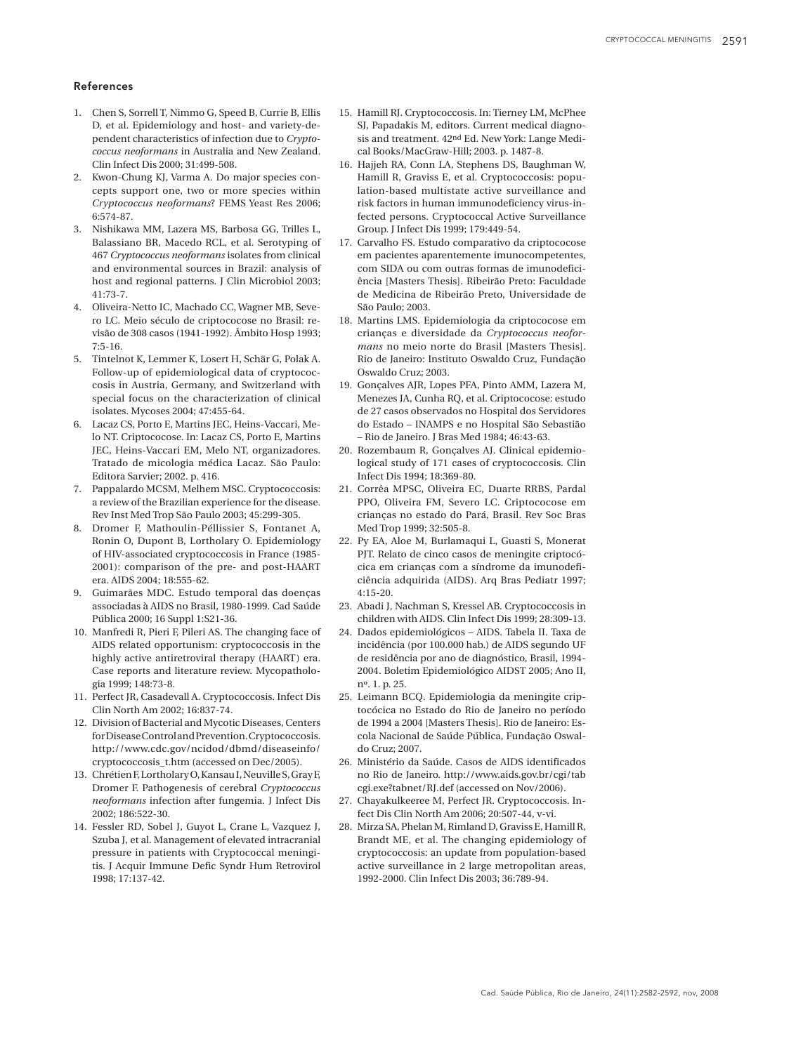## References

1. Chen S, Sorrell T, Nimmo G, Speed B, Currie B, Ellis D, et al. Epidemiology and host- and variety-dependent characteristics of infection due to *Cryptococcus neoformans* in Australia and New Zealand. Clin Infect Dis 2000; 31:499-508.
2. Kwon-Chung KJ, Varma A. Do major species concepts support one, two or more species within *Cryptococcus neoformans*? FEMS Yeast Res 2006; 6:574-87.
3. Nishikawa MM, Lazera MS, Barbosa GG, Trilles L, Balassiano BR, Macedo RCL, et al. Serotyping of 467 *Cryptococcus neoformans* isolates from clinical and environmental sources in Brazil: analysis of host and regional patterns. J Clin Microbiol 2003; 41:73-7.
4. Oliveira-Netto IC, Machado CC, Wagner MB, Severo LC. Meio século de criptococose no Brasil: revisão de 308 casos (1941-1992). Âmbito Hosp 1993; 7:5-16.
5. Tintelnot K, Lemmer K, Losert H, Schär G, Polak A. Follow-up of epidemiological data of cryptococcosis in Austria, Germany, and Switzerland with special focus on the characterization of clinical isolates. Mycoses 2004; 47:455-64.
6. Lacaz CS, Porto E, Martins JEC, Heins-Vaccari, Melo NT. Criptococose. In: Lacaz CS, Porto E, Martins JEC, Heins-Vaccari EM, Melo NT, organizadores. Tratado de micologia médica Lacaz. São Paulo: Editora Sarvier; 2002. p. 416.
7. Pappalardo MCSM, Melhem MSC. Cryptococcosis: a review of the Brazilian experience for the disease. Rev Inst Med Trop São Paulo 2003; 45:299-305.
8. Dromer F, Mathoulin-Péllissier S, Fontanet A, Ronin O, Dupont B, Lortholary O. Epidemiology of HIV-associated cryptococcosis in France (1985-2001): comparison of the pre- and post-HAART era. AIDS 2004; 18:555-62.
9. Guimarães MDC. Estudo temporal das doenças associadas à AIDS no Brasil, 1980-1999. Cad Saúde Pública 2000; 16 Suppl 1:S21-36.
10. Manfredi R, Pieri F, Pileri AS. The changing face of AIDS related opportunism: cryptococcosis in the highly active antiretroviral therapy (HAART) era. Case reports and literature review. Mycopathologia 1999; 148:73-8.
11. Perfect JR, Casadevall A. Cryptococcosis. Infect Dis Clin North Am 2002; 16:837-74.
12. Division of Bacterial and Mycotic Diseases, Centers for Disease Control and Prevention. Cryptococcosis. http://www.cdc.gov/ncidod/dbmd/diseaseinfo/cryptococcosis_t.htm (accessed on Dec/2005).
13. Chrétien F, Lortholary O, Kansau I, Neuville S, Gray F, Dromer F. Pathogenesis of cerebral *Cryptococcus neoformans* infection after fungemia. J Infect Dis 2002; 186:522-30.
14. Fessler RD, Sobel J, Guyot L, Crane L, Vazquez J, Szuba J, et al. Management of elevated intracranial pressure in patients with Cryptococcal meningitis. J Acquir Immune Defic Syndr Hum Retrovirol 1998; 17:137-42.
15. Hamill RJ. Cryptococcosis. In: Tierney LM, McPhee SJ, Papadakis M, editors. Current medical diagnosis and treatment. 42nd Ed. New York: Lange Medical Books/MacGraw-Hill; 2003. p. 1487-8.
16. Hajjeh RA, Conn LA, Stephens DS, Baughman W, Hamill R, Graviss E, et al. Cryptococcosis: population-based multistate active surveillance and risk factors in human immunodeficiency virus-infected persons. Cryptococcal Active Surveillance Group. J Infect Dis 1999; 179:449-54.
17. Carvalho FS. Estudo comparativo da criptococose em pacientes aparentemente imunocompetentes, com SIDA ou com outras formas de imunodeficiência [Masters Thesis]. Ribeirão Preto: Faculdade de Medicina de Ribeirão Preto, Universidade de São Paulo; 2003.
18. Martins LMS. Epidemiologia da criptococose em crianças e diversidade da *Cryptococcus neoformans* no meio norte do Brasil [Masters Thesis]. Rio de Janeiro: Instituto Oswaldo Cruz, Fundação Oswaldo Cruz; 2003.
19. Gonçalves AJR, Lopes PFA, Pinto AMM, Lazera M, Menezes JA, Cunha RQ, et al. Criptococose: estudo de 27 casos observados no Hospital dos Servidores do Estado – INAMPS e no Hospital São Sebastião – Rio de Janeiro. J Bras Med 1984; 46:43-63.
20. Rozembaum R, Gonçalves AJ. Clinical epidemiological study of 171 cases of cryptococcosis. Clin Infect Dis 1994; 18:369-80.
21. Corrêa MPSC, Oliveira EC, Duarte RRBS, Pardal PPO, Oliveira FM, Severo LC. Criptococose em crianças no estado do Pará, Brasil. Rev Soc Bras Med Trop 1999; 32:505-8.
22. Py EA, Aloe M, Burlamaqui L, Guasti S, Monerat PJT. Relato de cinco casos de meningite criptocócica em crianças com a síndrome da imunodeficiência adquirida (AIDS). Arq Bras Pediatr 1997; 4:15-20.
23. Abadi J, Nachman S, Kressel AB. Cryptococcosis in children with AIDS. Clin Infect Dis 1999; 28:309-13.
24. Dados epidemiológicos – AIDS. Tabela II. Taxa de incidência (por 100.000 hab.) de AIDS segundo UF de residência por ano de diagnóstico, Brasil, 1994-2004. Boletim Epidemiológico AIDST 2005; Ano II, nº. 1. p. 25.
25. Leimann BCQ. Epidemiologia da meningite criptocócica no Estado do Rio de Janeiro no período de 1994 a 2004 [Masters Thesis]. Rio de Janeiro: Escola Nacional de Saúde Pública, Fundação Oswaldo Cruz; 2007.
26. Ministério da Saúde. Casos de AIDS identificados no Rio de Janeiro. http://www.aids.gov.br/cgi/tabcgi.exe?tabnet/RJ.def (accessed on Nov/2006).
27. Chayakulkeeree M, Perfect JR. Cryptococcosis. Infect Dis Clin North Am 2006; 20:507-44, v-vi.
28. Mirza SA, Phelan M, Rimland D, Graviss E, Hamill R, Brandt ME, et al. The changing epidemiology of cryptococcosis: an update from population-based active surveillance in 2 large metropolitan areas, 1992-2000. Clin Infect Dis 2003; 36:789-94.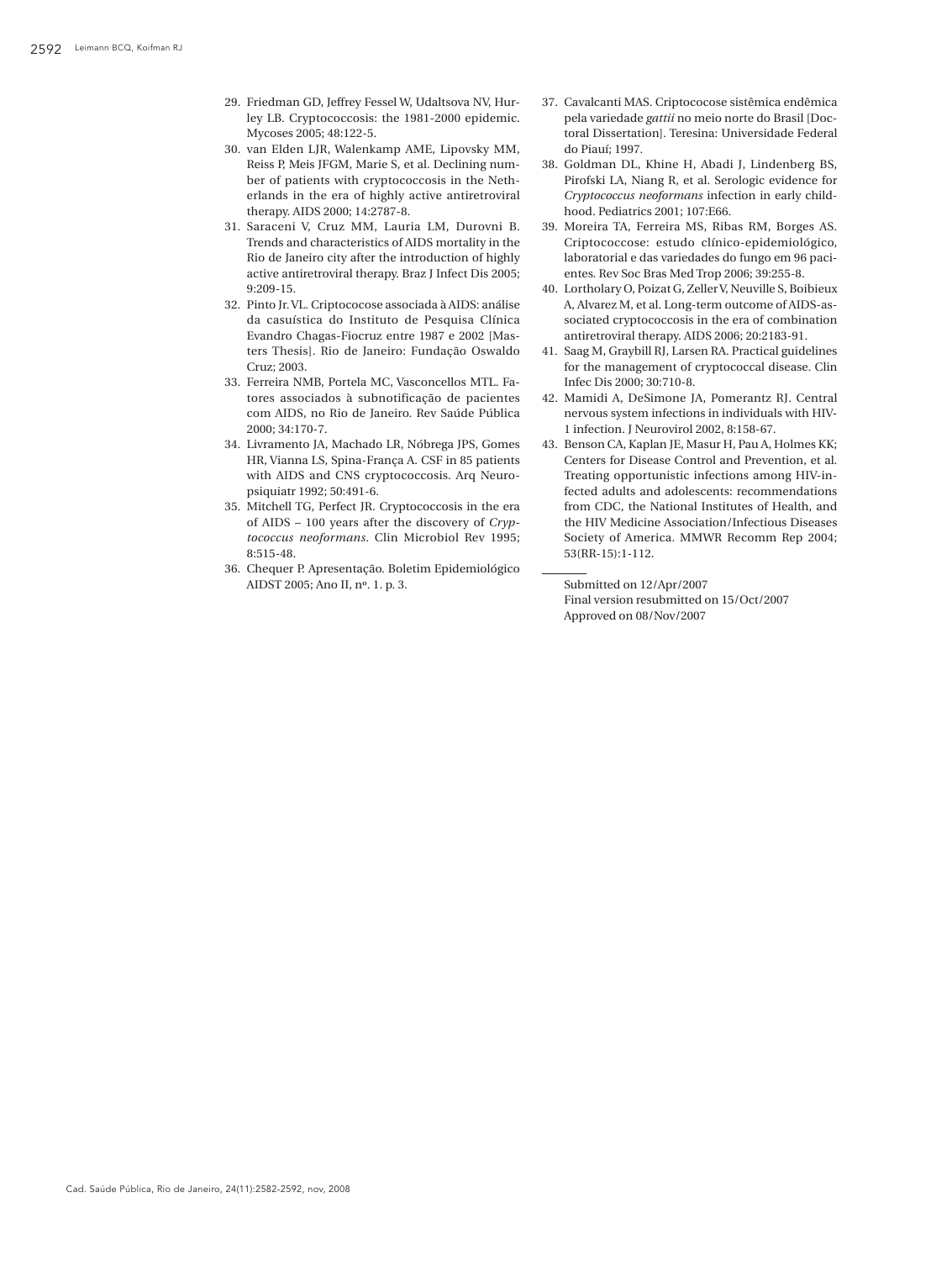29. Friedman GD, Jeffrey Fessel W, Udaltsova NV, Hurley LB. Cryptococcosis: the 1981-2000 epidemic. Mycoses 2005; 48:122-5.
30. van Elden LJR, Walenkamp AME, Lipovsky MM, Reiss P, Meis JFGM, Marie S, et al. Declining number of patients with cryptococcosis in the Netherlands in the era of highly active antiretroviral therapy. AIDS 2000; 14:2787-8.
31. Saraceni V, Cruz MM, Lauria LM, Durovni B. Trends and characteristics of AIDS mortality in the Rio de Janeiro city after the introduction of highly active antiretroviral therapy. Braz J Infect Dis 2005; 9:209-15.
32. Pinto Jr. VL. Criptococose associada à AIDS: análise da casuística do Instituto de Pesquisa Clínica Evandro Chagas-Fiocruz entre 1987 e 2002 [Masters Thesis]. Rio de Janeiro: Fundação Oswaldo Cruz; 2003.
33. Ferreira NMB, Portela MC, Vasconcellos MTL. Fatores associados à subnotificação de pacientes com AIDS, no Rio de Janeiro. Rev Saúde Pública 2000; 34:170-7.
34. Livramento JA, Machado LR, Nóbrega JPS, Gomes HR, Vianna LS, Spina-França A. CSF in 85 patients with AIDS and CNS cryptococcosis. Arq Neuropsiquiatr 1992; 50:491-6.
35. Mitchell TG, Perfect JR. Cryptococcosis in the era of AIDS – 100 years after the discovery of *Cryptococcus neoformans*. Clin Microbiol Rev 1995; 8:515-48.
36. Chequer P. Apresentação. Boletim Epidemiológico AIDST 2005; Ano II, nº. 1. p. 3.
37. Cavalcanti MAS. Criptococose sistêmica endêmica pela variedade *gattii* no meio norte do Brasil [Doctoral Dissertation]. Teresina: Universidade Federal do Piauí; 1997.
38. Goldman DL, Khine H, Abadi J, Lindenberg BS, Pirofski LA, Niang R, et al. Serologic evidence for *Cryptococcus neoformans* infection in early childhood. Pediatrics 2001; 107:E66.
39. Moreira TA, Ferreira MS, Ribas RM, Borges AS. Criptococose: estudo clínico-epidemiológico, laboratorial e das variedades do fungo em 96 pacientes. Rev Soc Bras Med Trop 2006; 39:255-8.
40. Lortholary O, Poizat G, Zeller V, Neuville S, Boibieux A, Alvarez M, et al. Long-term outcome of AIDS-associated cryptococcosis in the era of combination antiretroviral therapy. AIDS 2006; 20:2183-91.
41. Saag M, Graybill RJ, Larsen RA. Practical guidelines for the management of cryptococcal disease. Clin Infec Dis 2000; 30:710-8.
42. Mamidi A, DeSimone JA, Pomerantz RJ. Central nervous system infections in individuals with HIV-1 infection. J Neurovirol 2002, 8:158-67.
43. Benson CA, Kaplan JE, Masur H, Pau A, Holmes KK; Centers for Disease Control and Prevention, et al. Treating opportunistic infections among HIV-infected adults and adolescents: recommendations from CDC, the National Institutes of Health, and the HIV Medicine Association/Infectious Diseases Society of America. MMWR Recomm Rep 2004; 53(RR-15):1-112.

Submitted on 12/Apr/2007
Final version resubmitted on 15/Oct/2007
Approved on 08/Nov/2007